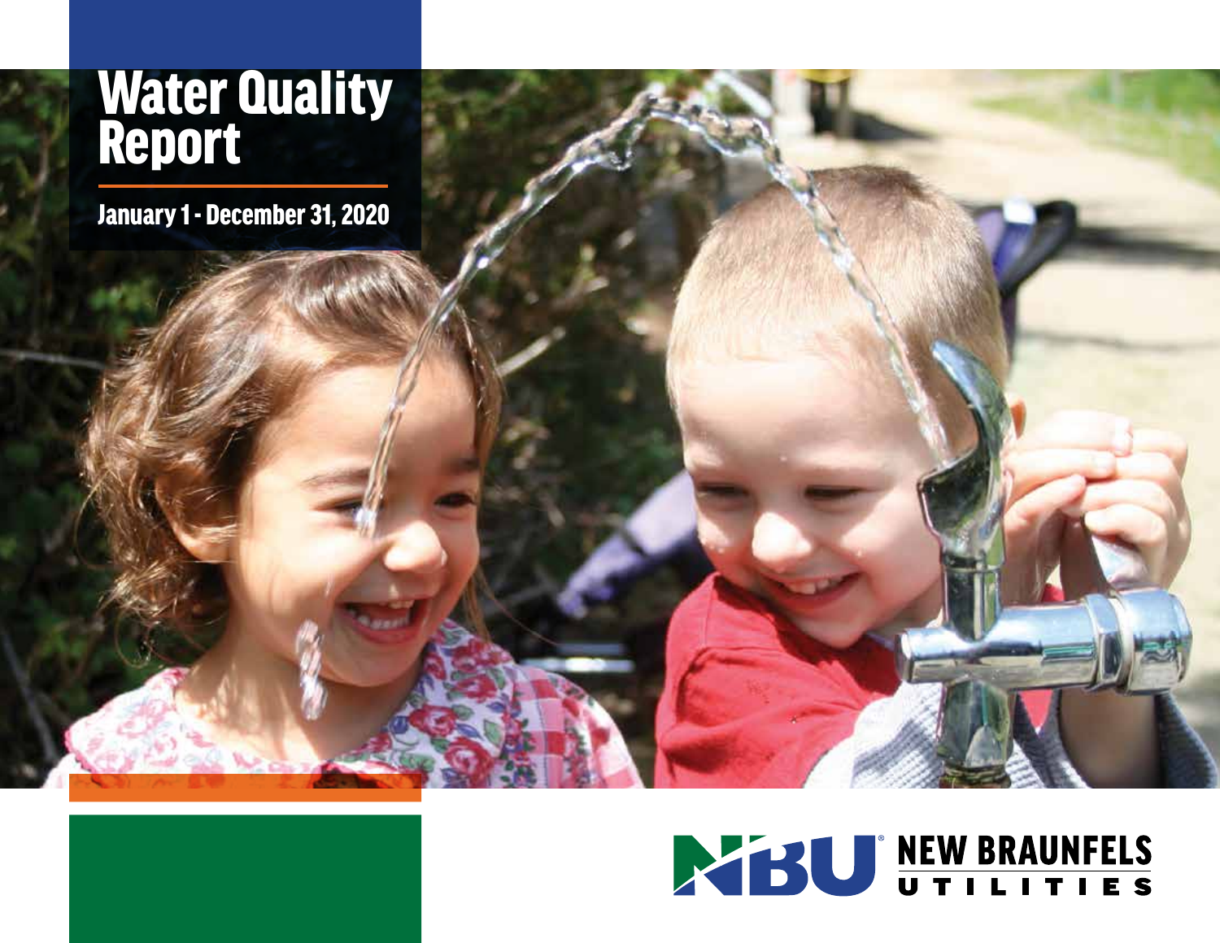# Water Quality Report

## January 1 - December 31, 2020

NEW BRAUNFELS UTILITIES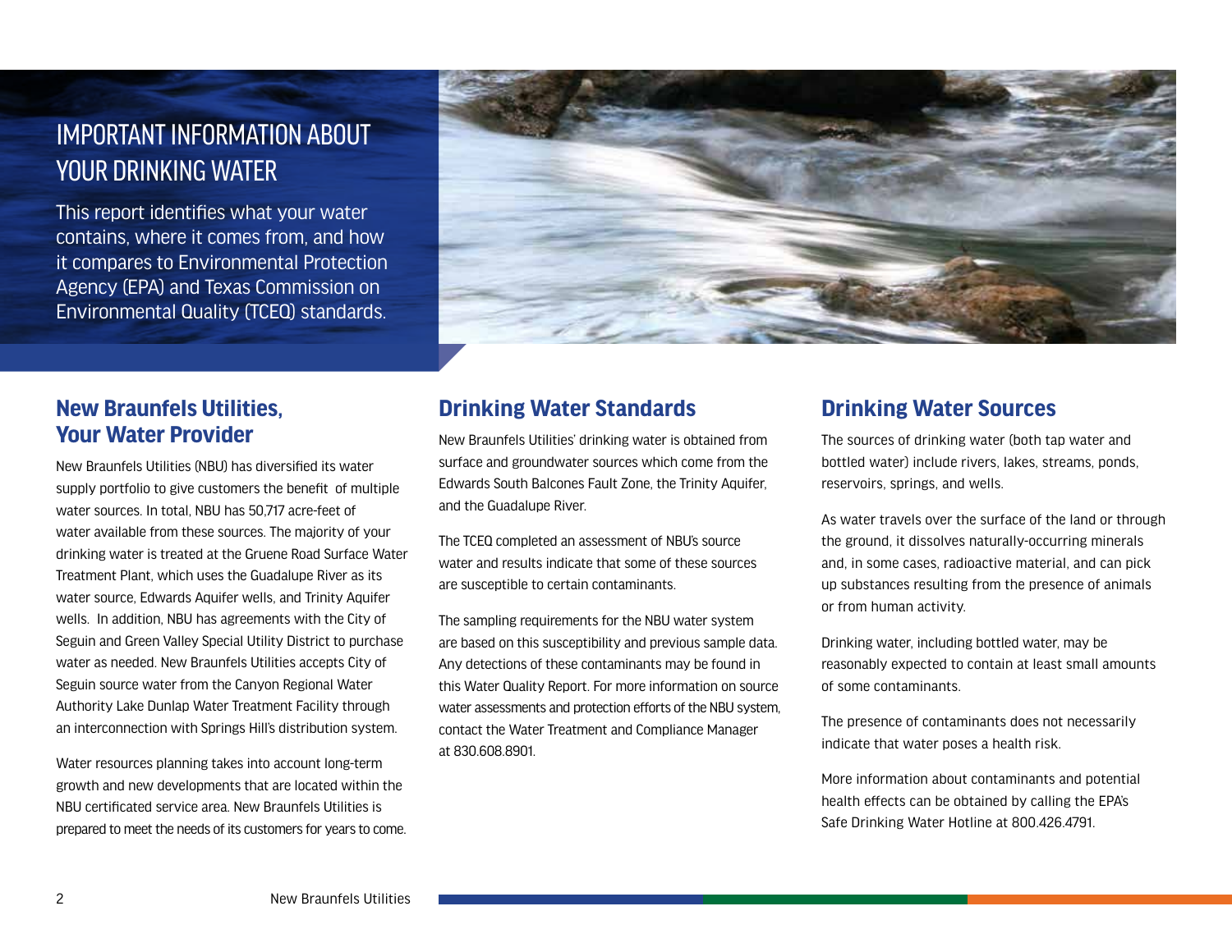# IMPORTANT INFORMATION ABOUT YOUR DRINKING WATER

This report identifies what your water contains, where it comes from, and how it compares to Environmental Protection Agency (EPA) and Texas Commission on Environmental Quality (TCEQ) standards.

## New Braunfels Utilities, Your Water Provider

New Braunfels Utilities (NBU) has diversified its water supply portfolio to give customers the benefit of multiple water sources. In total, NBU has 50,717 acre-feet of water available from these sources. The majority of your drinking water is treated at the Gruene Road Surface Water Treatment Plant, which uses the Guadalupe River as its water source, Edwards Aquifer wells, and Trinity Aquifer wells. In addition, NBU has agreements with the City of Seguin and Green Valley Special Utility District to purchase water as needed. New Braunfels Utilities accepts City of Seguin source water from the Canyon Regional Water Authority Lake Dunlap Water Treatment Facility through an interconnection with Springs Hill's distribution system.

Water resources planning takes into account long-term growth and new developments that are located within the NBU certificated service area. New Braunfels Utilities is prepared to meet the needs of its customers for years to come.

## Drinking Water Standards

New Braunfels Utilities' drinking water is obtained from surface and groundwater sources which come from the Edwards South Balcones Fault Zone, the Trinity Aquifer, and the Guadalupe River.

The TCEQ completed an assessment of NBU's source water and results indicate that some of these sources are susceptible to certain contaminants.

The sampling requirements for the NBU water system are based on this susceptibility and previous sample data. Any detections of these contaminants may be found in this Water Quality Report. For more information on source water assessments and protection efforts of the NBU system, contact the Water Treatment and Compliance Manager at 830.608.8901.

## Drinking Water Sources

The sources of drinking water (both tap water and bottled water) include rivers, lakes, streams, ponds, reservoirs, springs, and wells.

As water travels over the surface of the land or through the ground, it dissolves naturally-occurring minerals and, in some cases, radioactive material, and can pick up substances resulting from the presence of animals or from human activity.

Drinking water, including bottled water, may be reasonably expected to contain at least small amounts of some contaminants.

The presence of contaminants does not necessarily indicate that water poses a health risk.

More information about contaminants and potential health effects can be obtained by calling the EPA's Safe Drinking Water Hotline at 800.426.4791.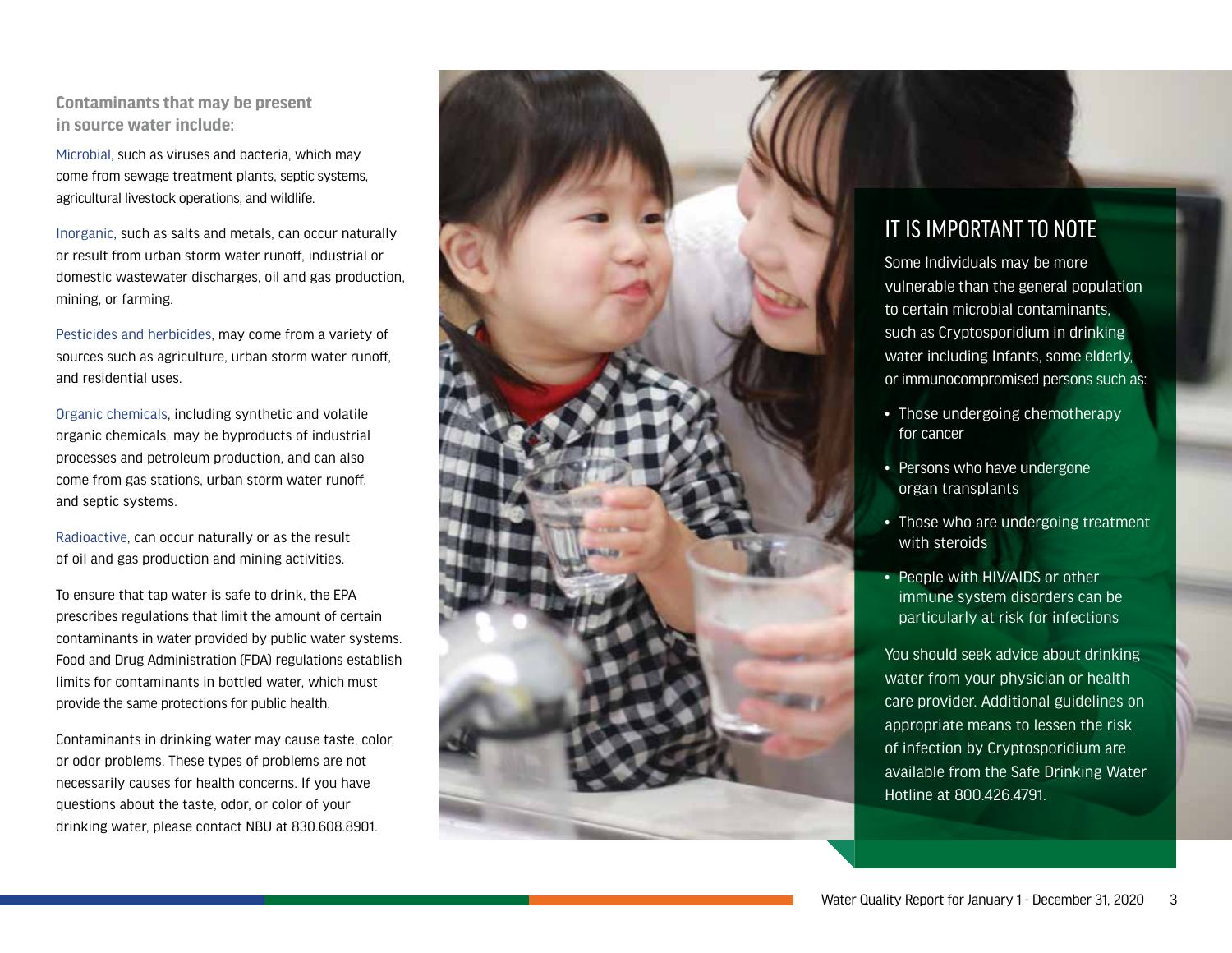## Contaminants that may be present in source water include:

Microbial, such as viruses and bacteria, which may come from sewage treatment plants, septic systems, agricultural livestock operations, and wildlife.

Inorganic, such as salts and metals, can occur naturally or result from urban storm water runoff, industrial or domestic wastewater discharges, oil and gas production, mining, or farming.

Pesticides and herbicides, may come from a variety of sources such as agriculture, urban storm water runoff, and residential uses.

Organic chemicals, including synthetic and volatile organic chemicals, may be byproducts of industrial processes and petroleum production, and can also come from gas stations, urban storm water runoff, and septic systems.

Radioactive, can occur naturally or as the result of oil and gas production and mining activities.

To ensure that tap water is safe to drink, the EPA prescribes regulations that limit the amount of certain contaminants in water provided by public water systems. Food and Drug Administration (FDA) regulations establish limits for contaminants in bottled water, which must provide the same protections for public health.

Contaminants in drinking water may cause taste, color, or odor problems. These types of problems are not necessarily causes for health concerns. If you have questions about the taste, odor, or color of your drinking water, please contact NBU at 830.608.8901.

## IT IS IMPORTANT TO NOTE

Some Individuals may be more vulnerable than the general population to certain microbial contaminants, such as Cryptosporidium in drinking water including Infants, some elderly, or immunocompromised persons such as:

- Those undergoing chemotherapy for cancer
- Persons who have undergone organ transplants
- Those who are undergoing treatment with steroids
- People with HIV/AIDS or other immune system disorders can be particularly at risk for infections

You should seek advice about drinking water from your physician or health care provider. Additional guidelines on appropriate means to lessen the risk of infection by Cryptosporidium are available from the Safe Drinking Water Hotline at 800.426.4791.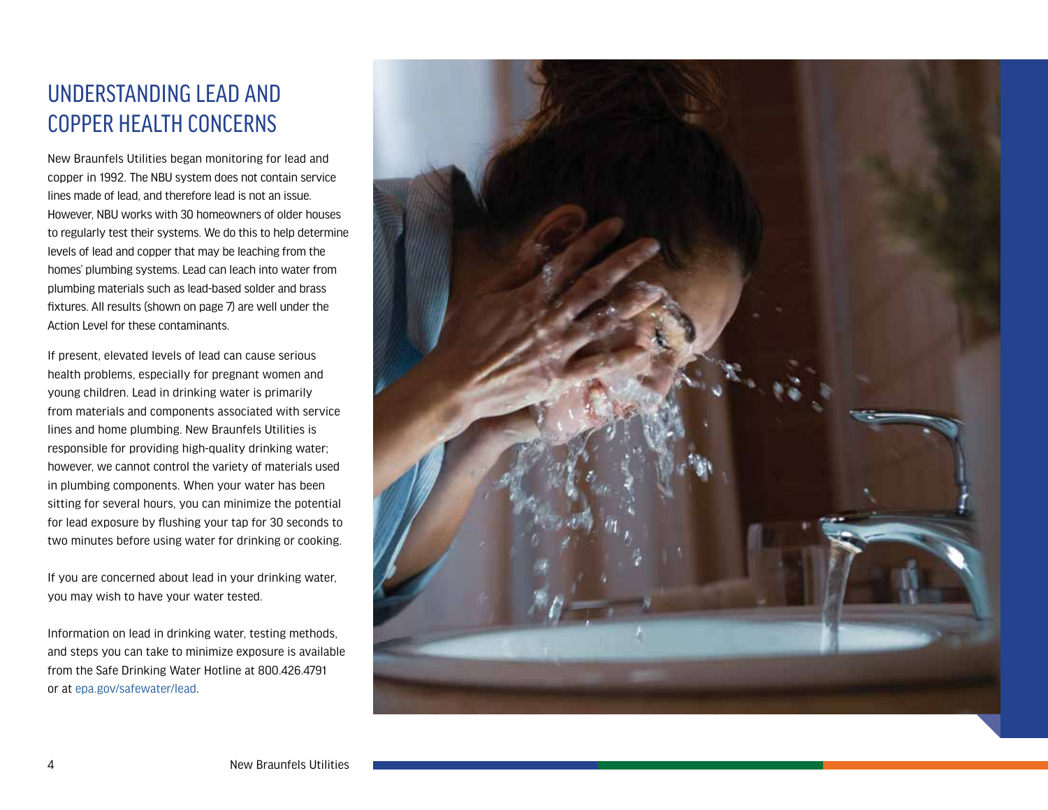# UNDERSTANDING LEAD AND COPPER HEALTH CONCERNS

New Braunfels Utilities began monitoring for lead and copper in 1992. The NBU system does not contain service lines made of lead, and therefore lead is not an issue. However, NBU works with 30 homeowners of older houses to regularly test their systems. We do this to help determine levels of lead and copper that may be leaching from the homes' plumbing systems. Lead can leach into water from plumbing materials such as lead-based solder and brass fixtures. All results (shown on page 7) are well under the Action Level for these contaminants.

If present, elevated levels of lead can cause serious health problems, especially for pregnant women and young children. Lead in drinking water is primarily from materials and components associated with service lines and home plumbing. New Braunfels Utilities is responsible for providing high-quality drinking water; however, we cannot control the variety of materials used in plumbing components. When your water has been sitting for several hours, you can minimize the potential for lead exposure by flushing your tap for 30 seconds to two minutes before using water for drinking or cooking.

If you are concerned about lead in your drinking water, you may wish to have your water tested.

Information on lead in drinking water, testing methods, and steps you can take to minimize exposure is available from the Safe Drinking Water Hotline at 800.426.4791 or at epa.gov/safewater/lead.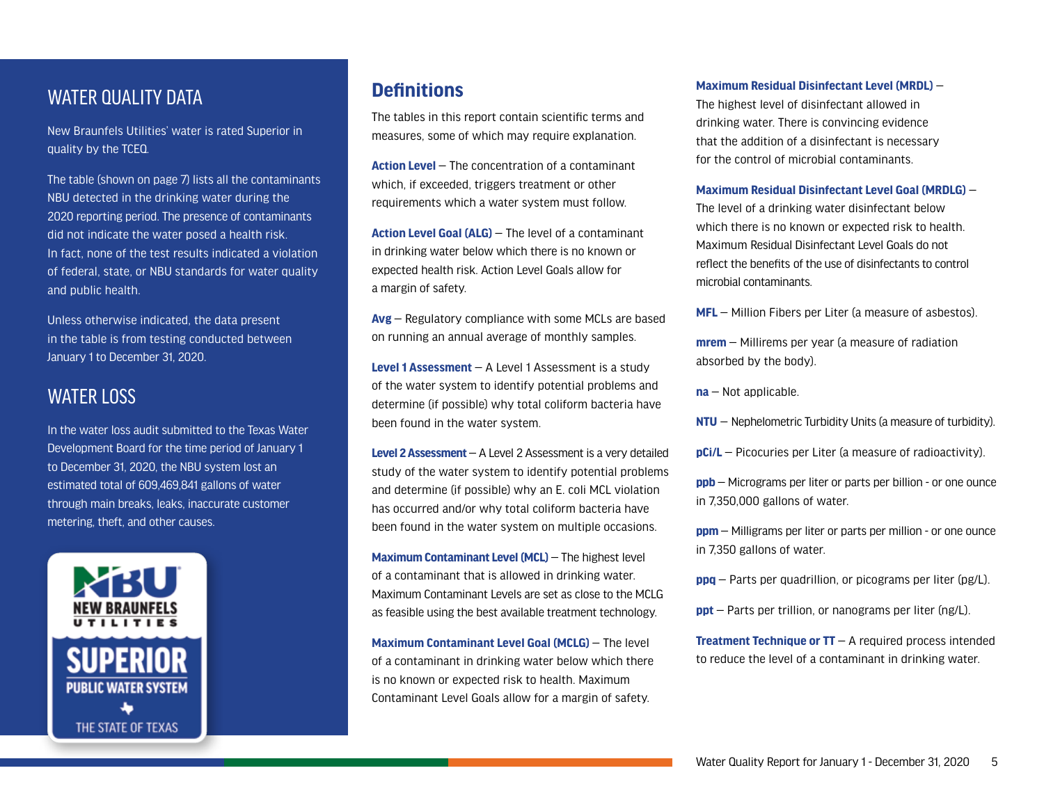## WATER QUALITY DATA

New Braunfels Utilities' water is rated Superior in quality by the TCEQ.

The table (shown on page 7) lists all the contaminants NBU detected in the drinking water during the 2020 reporting period. The presence of contaminants did not indicate the water posed a health risk. In fact, none of the test results indicated a violation of federal, state, or NBU standards for water quality and public health.

Unless otherwise indicated, the data present in the table is from testing conducted between January 1 to December 31, 2020.

## WATER LOSS

In the water loss audit submitted to the Texas Water Development Board for the time period of January 1 to December 31, 2020, the NBU system lost an estimated total of 609,469,841 gallons of water through main breaks, leaks, inaccurate customer metering, theft, and other causes.

NBU NEW BRAUNFELS UTILITIES

SUPERIOR PUBLIC WATER SYSTEM

THE STATE OF TEXAS

## Definitions

The tables in this report contain scientific terms and measures, some of which may require explanation.

**Action Level** – The concentration of a contaminant which, if exceeded, triggers treatment or other requirements which a water system must follow.

**Action Level Goal (ALG)** – The level of a contaminant in drinking water below which there is no known or expected health risk. Action Level Goals allow for a margin of safety.

**Avg** – Regulatory compliance with some MCLs are based on running an annual average of monthly samples.

**Level 1 Assessment** – A Level 1 Assessment is a study of the water system to identify potential problems and determine (if possible) why total coliform bacteria have been found in the water system.

**Level 2 Assessment** – A Level 2 Assessment is a very detailed study of the water system to identify potential problems and determine (if possible) why an E. coli MCL violation has occurred and/or why total coliform bacteria have been found in the water system on multiple occasions.

**Maximum Contaminant Level (MCL)** – The highest level of a contaminant that is allowed in drinking water. Maximum Contaminant Levels are set as close to the MCLG as feasible using the best available treatment technology.

**Maximum Contaminant Level Goal (MCLG)** – The level of a contaminant in drinking water below which there is no known or expected risk to health. Maximum Contaminant Level Goals allow for a margin of safety.

**Maximum Residual Disinfectant Level (MRDL)** – The highest level of disinfectant allowed in drinking water. There is convincing evidence that the addition of a disinfectant is necessary for the control of microbial contaminants.

**Maximum Residual Disinfectant Level Goal (MRDLG)** – The level of a drinking water disinfectant below which there is no known or expected risk to health. Maximum Residual Disinfectant Level Goals do not reflect the benefits of the use of disinfectants to control microbial contaminants.

**MFL** – Million Fibers per Liter (a measure of asbestos).

**mrem** – Millirems per year (a measure of radiation absorbed by the body).

**na** – Not applicable.

**NTU** – Nephelometric Turbidity Units (a measure of turbidity).

**pCi/L** – Picocuries per Liter (a measure of radioactivity).

**ppb** – Micrograms per liter or parts per billion - or one ounce in 7,350,000 gallons of water.

**ppm** – Milligrams per liter or parts per million - or one ounce in 7,350 gallons of water.

**ppq** – Parts per quadrillion, or picograms per liter (pg/L).

**ppt** – Parts per trillion, or nanograms per liter (ng/L).

**Treatment Technique or TT** – A required process intended to reduce the level of a contaminant in drinking water.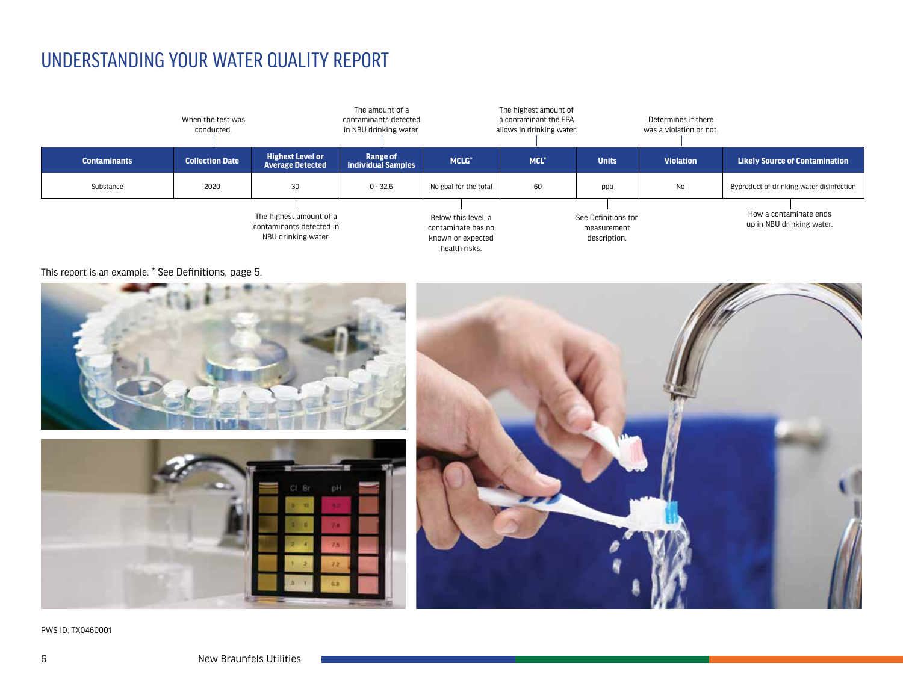# UNDERSTANDING YOUR WATER QUALITY REPORT

| Contaminants | Collection Date | Highest Level or Average Detected | Range of Individual Samples | MCLG* | MCL* | Units | Violation | Likely Source of Contamination |
|---|---|---|---|---|---|---|---|---|
| Substance | 2020 | 30 | 0 - 32.6 | No goal for the total | 60 | ppb | No | Byproduct of drinking water disinfection |

- **Collection Date:** When the test was conducted.
- **Highest Level or Average Detected:** The highest amount of a contaminants detected in NBU drinking water.
- **Range of Individual Samples:** The amount of a contaminants detected in NBU drinking water.
- **MCLG:** Below this level, a contaminate has no known or expected health risks.
- **MCL:** The highest amount of a contaminant the EPA allows in drinking water.
- **Units:** See Definitions for measurement description.
- **Violation:** Determines if there was a violation or not.
- **Likely Source of Contamination:** How a contaminate ends up in NBU drinking water.

This report is an example. * See Definitions, page 5.

PWS ID: TX0460001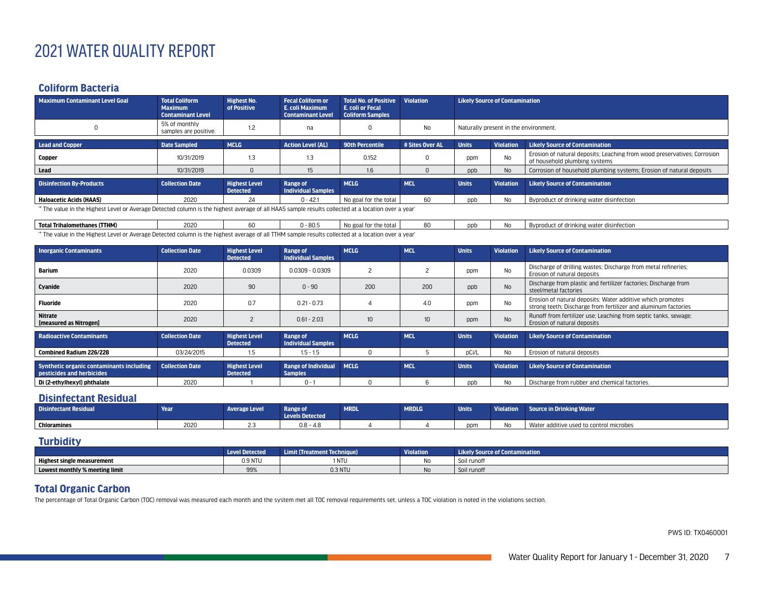# 2021 WATER QUALITY REPORT

## Coliform Bacteria

| Maximum Contaminant Level Goal | Total Coliform Maximum Contaminant Level | Highest No. of Positive | Fecal Coliform or E. coli Maximum Contaminant Level | Total No. of Positive E. coli or Fecal Coliform Samples | Violation | Likely Source of Contamination |
|---|---|---|---|---|---|---|
| 0 | 5% of monthly samples are positive. | 1.2 | na | 0 | No | Naturally present in the environment. |

| Lead and Copper | Date Sampled | MCLG | Action Level (AL) | 90th Percentile | # Sites Over AL | Units | Violation | Likely Source of Contamination |
|---|---|---|---|---|---|---|---|---|
| **Copper** | 10/31/2019 | 1.3 | 1.3 | 0.152 | 0 | ppm | No | Erosion of natural deposits; Leaching from wood preservatives; Corrosion of household plumbing systems |
| **Lead** | 10/31/2019 | 0 | 15 | 1.6 | 0 | ppb | No | Corrosion of household plumbing systems; Erosion of natural deposits |

| Disinfection By-Products | Collection Date | Highest Level Detected | Range of Individual Samples | MCLG | MCL | Units | Violation | Likely Source of Contamination |
|---|---|---|---|---|---|---|---|---|
| **Haloacetic Acids (HAA5)** | 2020 | 24 | 0 - 42.1 | No goal for the total | 60 | ppb | No | Byproduct of drinking water disinfection |
| **Total Trihalomethanes (TTHM)** | 2020 | 60 | 0 - 80.5 | No goal for the total | 80 | ppb | No | Byproduct of drinking water disinfection |

'* The value in the Highest Level or Average Detected column is the highest average of all HAA5 sample results collected at a location over a year'

'* The value in the Highest Level or Average Detected column is the highest average of all TTHM sample results collected at a location over a year'

| Inorganic Contaminants | Collection Date | Highest Level Detected | Range of Individual Samples | MCLG | MCL | Units | Violation | Likely Source of Contamination |
|---|---|---|---|---|---|---|---|---|
| **Barium** | 2020 | 0.0309 | 0.0309 - 0.0309 | 2 | 2 | ppm | No | Discharge of drilling wastes; Discharge from metal refineries; Erosion of natural deposits |
| **Cyanide** | 2020 | 90 | 0 - 90 | 200 | 200 | ppb | No | Discharge from plastic and fertilizer factories; Discharge from steel/metal factories |
| **Fluoride** | 2020 | 0.7 | 0.21 - 0.73 | 4 | 4.0 | ppm | No | Erosion of natural deposits; Water additive which promotes strong teeth; Discharge from fertilizer and aluminum factories |
| **Nitrate [measured as Nitrogen]** | 2020 | 2 | 0.61 - 2.03 | 10 | 10 | ppm | No | Runoff from fertilizer use; Leaching from septic tanks, sewage; Erosion of natural deposits |

| Radioactive Contaminants | Collection Date | Highest Level Detected | Range of Individual Samples | MCLG | MCL | Units | Violation | Likely Source of Contamination |
|---|---|---|---|---|---|---|---|---|
| **Combined Radium 226/228** | 03/24/2015 | 1.5 | 1.5 - 1.5 | 0 | 5 | pCi/L | No | Erosion of natural deposits |

| Synthetic organic contaminants including pesticides and herbicides | Collection Date | Highest Level Detected | Range of Individual Samples | MCLG | MCL | Units | Violation | Likely Source of Contamination |
|---|---|---|---|---|---|---|---|---|
| **Di (2-ethylhexyl) phthalate** | 2020 | 1 | 0 - 1 | 0 | 6 | ppb | No | Discharge from rubber and chemical factories. |

## Disinfectant Residual

| Disinfectant Residual | Year | Average Level | Range of Levels Detected | MRDL | MRDLG | Units | Violation | Source in Drinking Water |
|---|---|---|---|---|---|---|---|---|
| **Chloramines** | 2020 | 2.3 | 0.8 – 4.8 | 4 | 4 | ppm | No | Water additive used to control microbes |

## Turbidity

| | Level Detected | Limit (Treatment Technique) | Violation | Likely Source of Contamination |
|---|---|---|---|---|
| **Highest single measurement** | 0.9 NTU | 1 NTU | No | Soil runoff |
| **Lowest monthly % meeting limit** | 99% | 0.3 NTU | No | Soil runoff |

## Total Organic Carbon

The percentage of Total Organic Carbon (TOC) removal was measured each month and the system met all TOC removal requirements set, unless a TOC violation is noted in the violations section.

PWS ID: TX0460001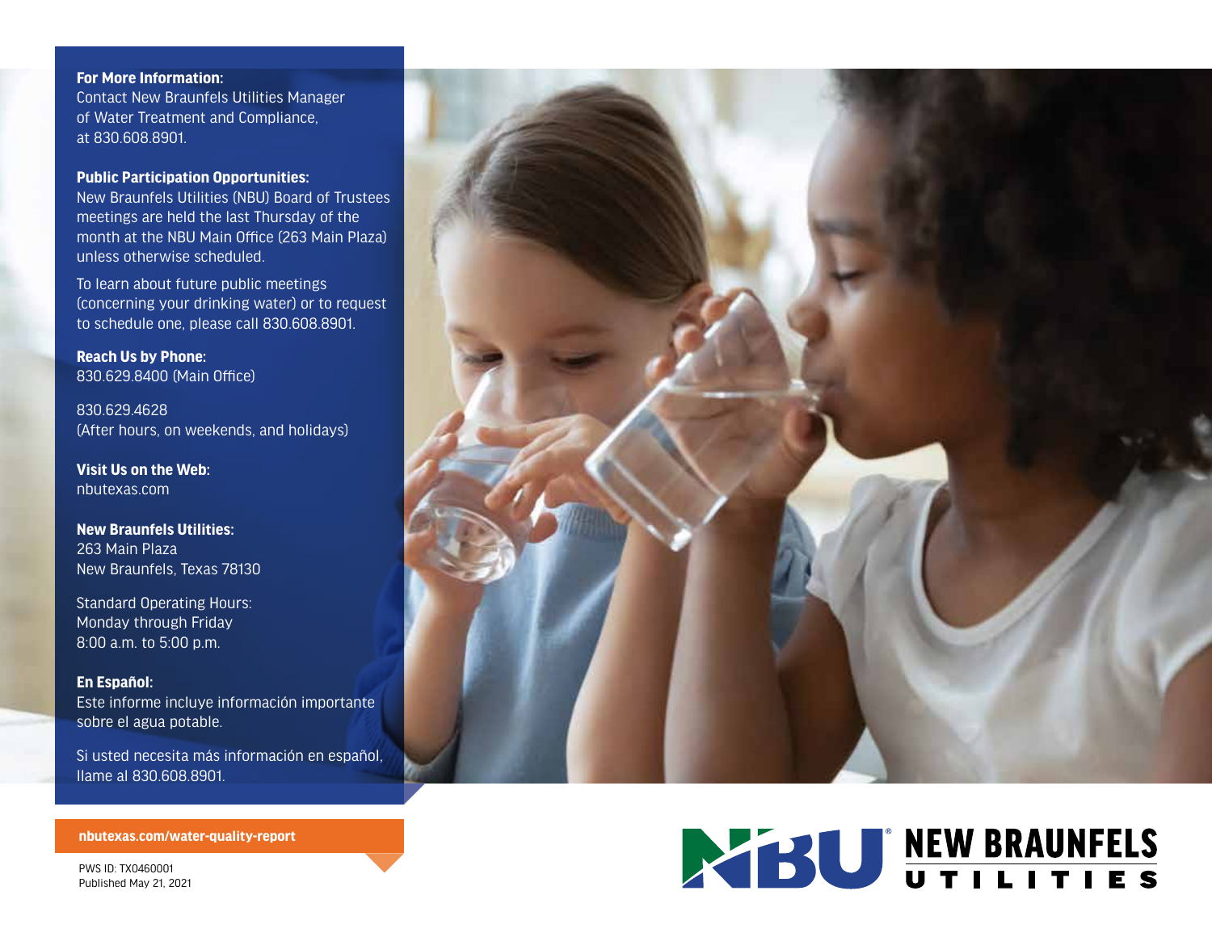**For More Information:**
Contact New Braunfels Utilities Manager of Water Treatment and Compliance, at 830.608.8901.

**Public Participation Opportunities:**
New Braunfels Utilities (NBU) Board of Trustees meetings are held the last Thursday of the month at the NBU Main Office (263 Main Plaza) unless otherwise scheduled.

To learn about future public meetings (concerning your drinking water) or to request to schedule one, please call 830.608.8901.

**Reach Us by Phone:**
830.629.8400 (Main Office)

830.629.4628
(After hours, on weekends, and holidays)

**Visit Us on the Web:**
nbutexas.com

**New Braunfels Utilities:**
263 Main Plaza
New Braunfels, Texas 78130

Standard Operating Hours:
Monday through Friday
8:00 a.m. to 5:00 p.m.

**En Español:**
Este informe incluye información importante sobre el agua potable.

Si usted necesita más información en español, llame al 830.608.8901.

**nbutexas.com/water-quality-report**

PWS ID: TX0460001
Published May 21, 2021

NBU® NEW BRAUNFELS UTILITIES